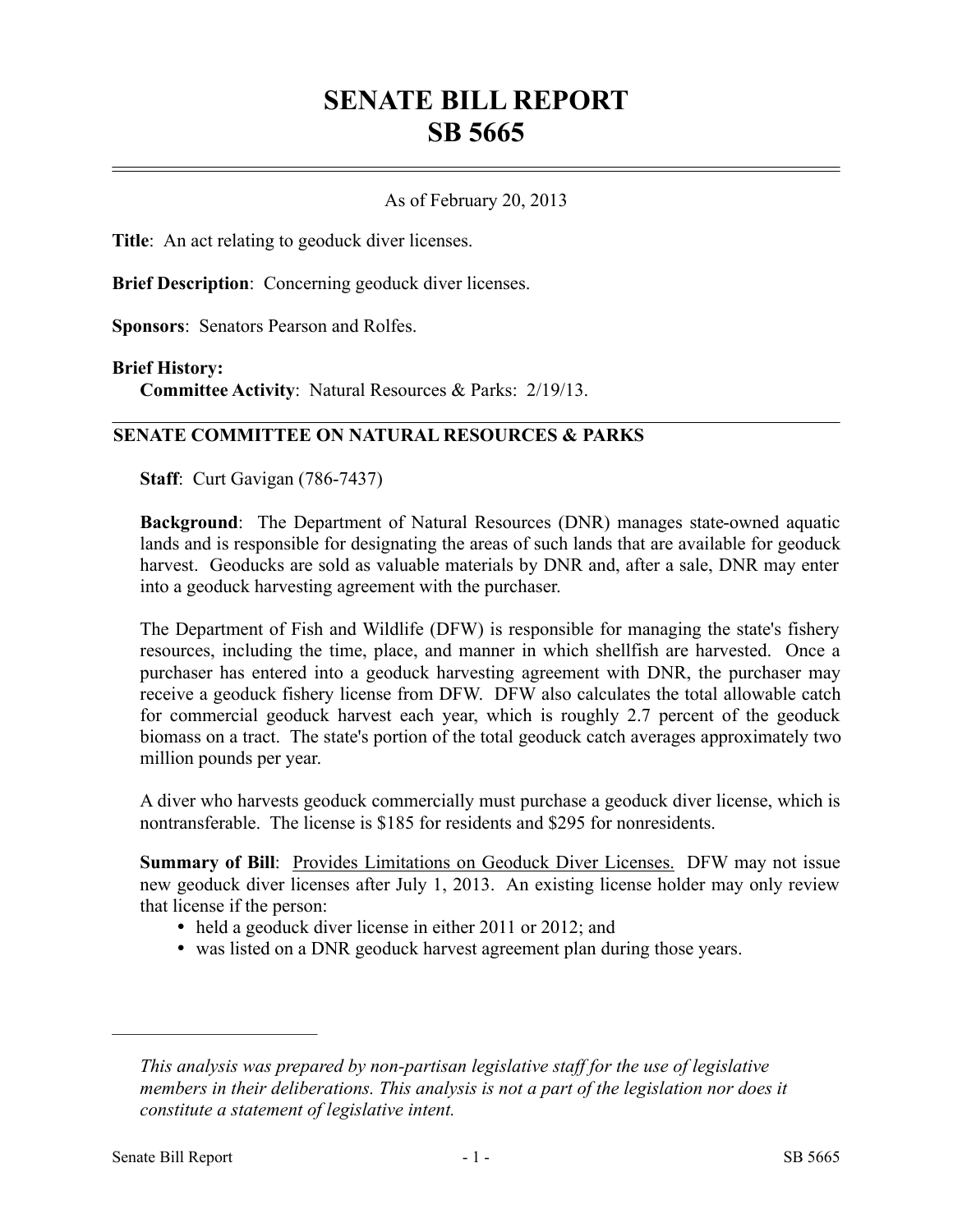# SENATE BILL REPORT
# SB 5665

As of February 20, 2013

**Title**: An act relating to geoduck diver licenses.

**Brief Description**: Concerning geoduck diver licenses.

**Sponsors**: Senators Pearson and Rolfes.

**Brief History:**

**Committee Activity**: Natural Resources & Parks: 2/19/13.

## SENATE COMMITTEE ON NATURAL RESOURCES & PARKS

**Staff**: Curt Gavigan (786-7437)

**Background**: The Department of Natural Resources (DNR) manages state-owned aquatic lands and is responsible for designating the areas of such lands that are available for geoduck harvest. Geoducks are sold as valuable materials by DNR and, after a sale, DNR may enter into a geoduck harvesting agreement with the purchaser.

The Department of Fish and Wildlife (DFW) is responsible for managing the state's fishery resources, including the time, place, and manner in which shellfish are harvested. Once a purchaser has entered into a geoduck harvesting agreement with DNR, the purchaser may receive a geoduck fishery license from DFW. DFW also calculates the total allowable catch for commercial geoduck harvest each year, which is roughly 2.7 percent of the geoduck biomass on a tract. The state's portion of the total geoduck catch averages approximately two million pounds per year.

A diver who harvests geoduck commercially must purchase a geoduck diver license, which is nontransferable. The license is $185 for residents and $295 for nonresidents.

**Summary of Bill**: Provides Limitations on Geoduck Diver Licenses. DFW may not issue new geoduck diver licenses after July 1, 2013. An existing license holder may only review that license if the person:

- held a geoduck diver license in either 2011 or 2012; and
- was listed on a DNR geoduck harvest agreement plan during those years.

---

*This analysis was prepared by non-partisan legislative staff for the use of legislative members in their deliberations. This analysis is not a part of the legislation nor does it constitute a statement of legislative intent.*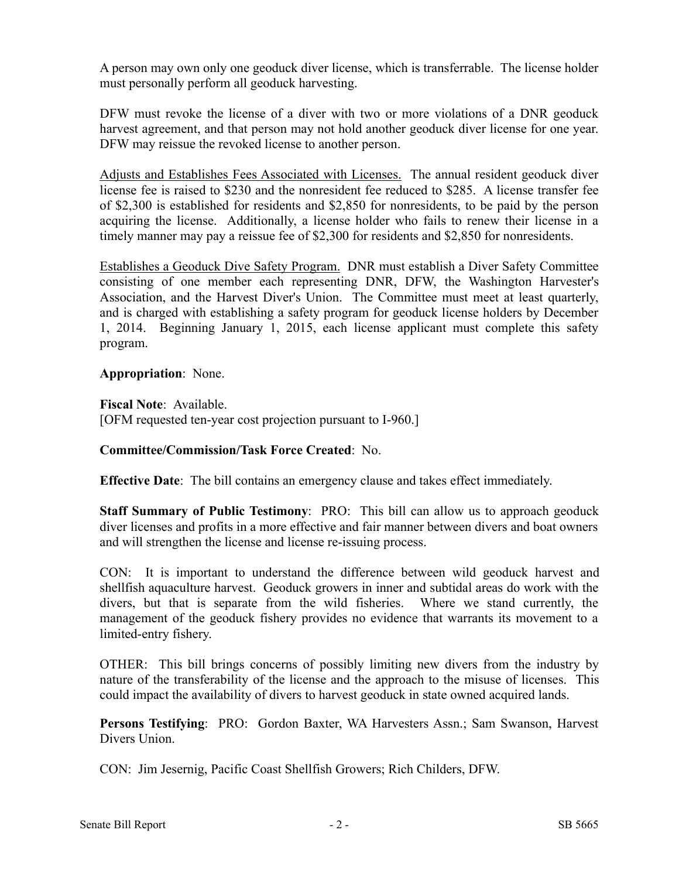A person may own only one geoduck diver license, which is transferrable. The license holder must personally perform all geoduck harvesting.

DFW must revoke the license of a diver with two or more violations of a DNR geoduck harvest agreement, and that person may not hold another geoduck diver license for one year. DFW may reissue the revoked license to another person.

Adjusts and Establishes Fees Associated with Licenses. The annual resident geoduck diver license fee is raised to $230 and the nonresident fee reduced to $285. A license transfer fee of $2,300 is established for residents and $2,850 for nonresidents, to be paid by the person acquiring the license. Additionally, a license holder who fails to renew their license in a timely manner may pay a reissue fee of $2,300 for residents and $2,850 for nonresidents.

Establishes a Geoduck Dive Safety Program. DNR must establish a Diver Safety Committee consisting of one member each representing DNR, DFW, the Washington Harvester's Association, and the Harvest Diver's Union. The Committee must meet at least quarterly, and is charged with establishing a safety program for geoduck license holders by December 1, 2014. Beginning January 1, 2015, each license applicant must complete this safety program.

**Appropriation**: None.

**Fiscal Note**: Available.
[OFM requested ten-year cost projection pursuant to I-960.]

**Committee/Commission/Task Force Created**: No.

**Effective Date**: The bill contains an emergency clause and takes effect immediately.

**Staff Summary of Public Testimony**: PRO: This bill can allow us to approach geoduck diver licenses and profits in a more effective and fair manner between divers and boat owners and will strengthen the license and license re-issuing process.

CON: It is important to understand the difference between wild geoduck harvest and shellfish aquaculture harvest. Geoduck growers in inner and subtidal areas do work with the divers, but that is separate from the wild fisheries. Where we stand currently, the management of the geoduck fishery provides no evidence that warrants its movement to a limited-entry fishery.

OTHER: This bill brings concerns of possibly limiting new divers from the industry by nature of the transferability of the license and the approach to the misuse of licenses. This could impact the availability of divers to harvest geoduck in state owned acquired lands.

**Persons Testifying**: PRO: Gordon Baxter, WA Harvesters Assn.; Sam Swanson, Harvest Divers Union.

CON: Jim Jesernig, Pacific Coast Shellfish Growers; Rich Childers, DFW.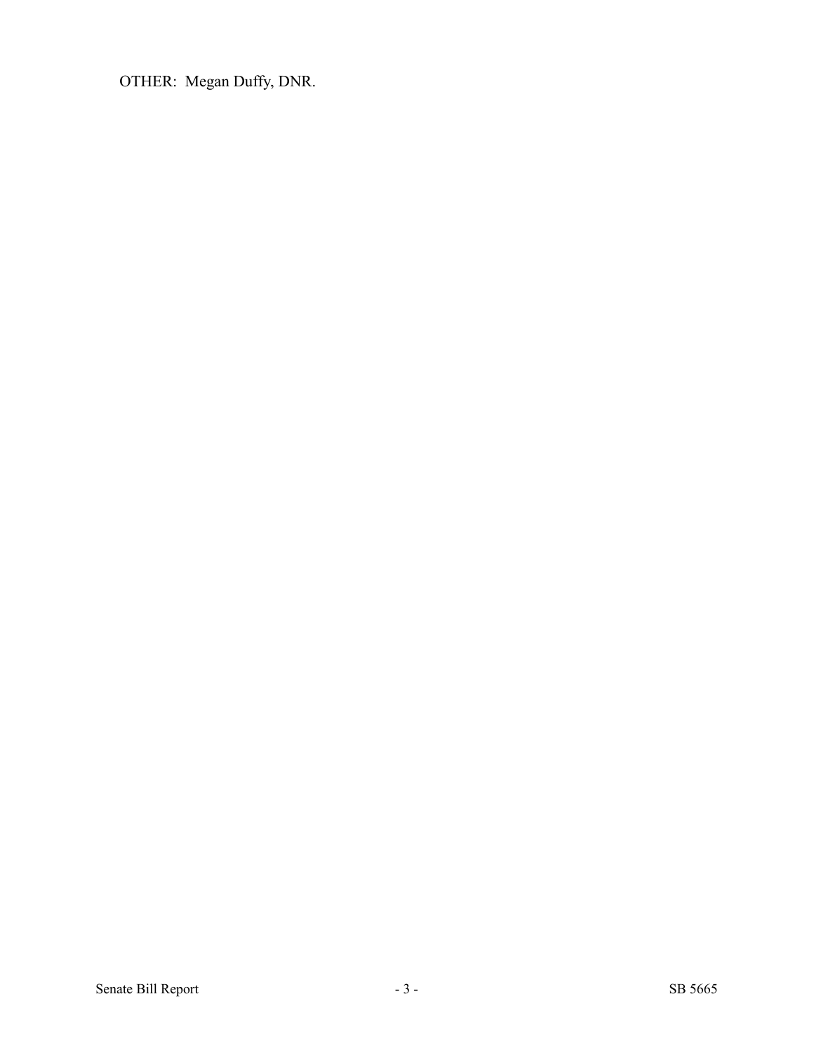OTHER: Megan Duffy, DNR.